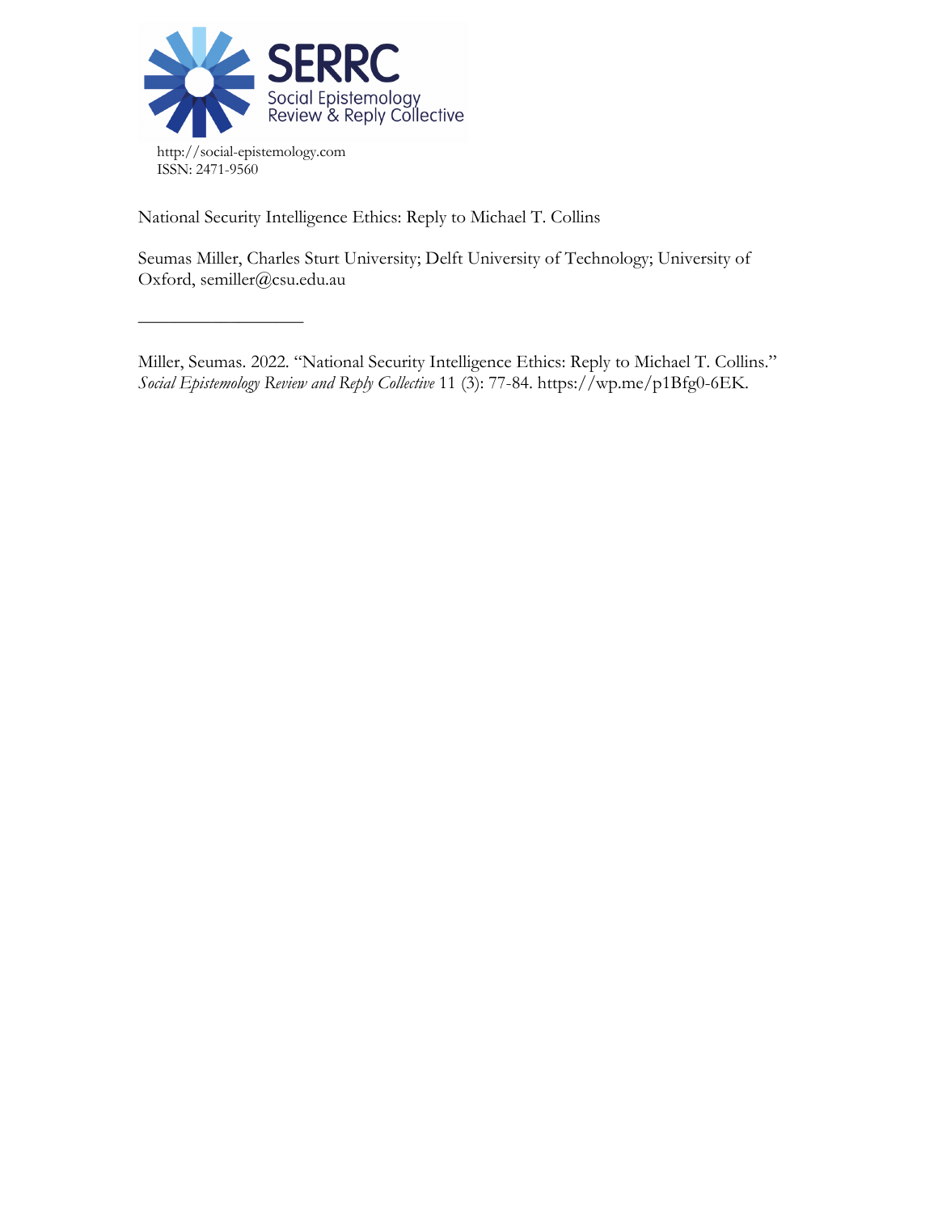SERRC
Social Epistemology Review & Reply Collective

http://social-epistemology.com
ISSN: 2471-9560

National Security Intelligence Ethics: Reply to Michael T. Collins

Seumas Miller, Charles Sturt University; Delft University of Technology; University of Oxford, semiller@csu.edu.au

---

Miller, Seumas. 2022. "National Security Intelligence Ethics: Reply to Michael T. Collins." *Social Epistemology Review and Reply Collective* 11 (3): 77-84. https://wp.me/p1Bfg0-6EK.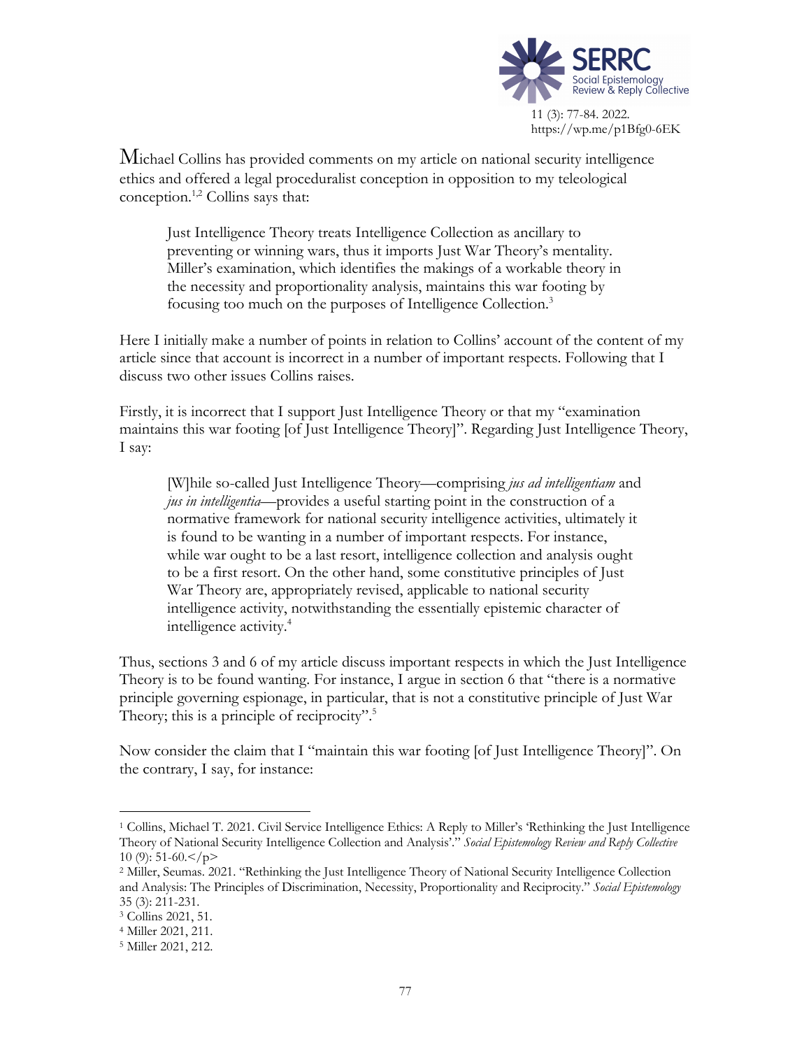Michael Collins has provided comments on my article on national security intelligence ethics and offered a legal proceduralist conception in opposition to my teleological conception.[1,2] Collins says that:

> Just Intelligence Theory treats Intelligence Collection as ancillary to preventing or winning wars, thus it imports Just War Theory's mentality. Miller's examination, which identifies the makings of a workable theory in the necessity and proportionality analysis, maintains this war footing by focusing too much on the purposes of Intelligence Collection.[3]

Here I initially make a number of points in relation to Collins' account of the content of my article since that account is incorrect in a number of important respects. Following that I discuss two other issues Collins raises.

Firstly, it is incorrect that I support Just Intelligence Theory or that my "examination maintains this war footing [of Just Intelligence Theory]". Regarding Just Intelligence Theory, I say:

> [W]hile so-called Just Intelligence Theory—comprising *jus ad intelligentiam* and *jus in intelligentia*—provides a useful starting point in the construction of a normative framework for national security intelligence activities, ultimately it is found to be wanting in a number of important respects. For instance, while war ought to be a last resort, intelligence collection and analysis ought to be a first resort. On the other hand, some constitutive principles of Just War Theory are, appropriately revised, applicable to national security intelligence activity, notwithstanding the essentially epistemic character of intelligence activity.[4]

Thus, sections 3 and 6 of my article discuss important respects in which the Just Intelligence Theory is to be found wanting. For instance, I argue in section 6 that "there is a normative principle governing espionage, in particular, that is not a constitutive principle of Just War Theory; this is a principle of reciprocity".[5]

Now consider the claim that I "maintain this war footing [of Just Intelligence Theory]". On the contrary, I say, for instance:

---

[1] Collins, Michael T. 2021. Civil Service Intelligence Ethics: A Reply to Miller's 'Rethinking the Just Intelligence Theory of National Security Intelligence Collection and Analysis'." *Social Epistemology Review and Reply Collective* 10 (9): 51-60.</p>

[2] Miller, Seumas. 2021. "Rethinking the Just Intelligence Theory of National Security Intelligence Collection and Analysis: The Principles of Discrimination, Necessity, Proportionality and Reciprocity." *Social Epistemology* 35 (3): 211-231.

[3] Collins 2021, 51.

[4] Miller 2021, 211.

[5] Miller 2021, 212.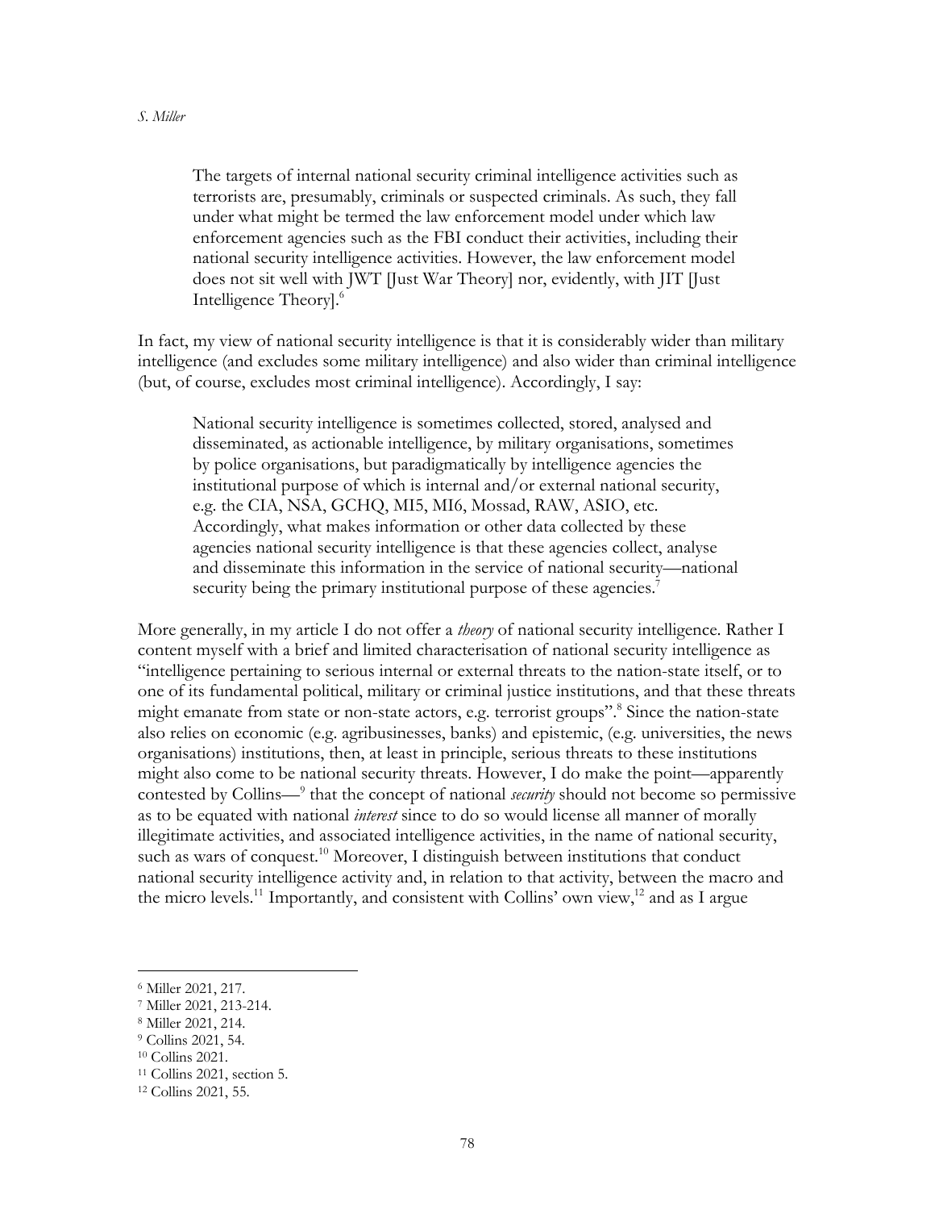> The targets of internal national security criminal intelligence activities such as terrorists are, presumably, criminals or suspected criminals. As such, they fall under what might be termed the law enforcement model under which law enforcement agencies such as the FBI conduct their activities, including their national security intelligence activities. However, the law enforcement model does not sit well with JWT [Just War Theory] nor, evidently, with JIT [Just Intelligence Theory].[6]

In fact, my view of national security intelligence is that it is considerably wider than military intelligence (and excludes some military intelligence) and also wider than criminal intelligence (but, of course, excludes most criminal intelligence). Accordingly, I say:

> National security intelligence is sometimes collected, stored, analysed and disseminated, as actionable intelligence, by military organisations, sometimes by police organisations, but paradigmatically by intelligence agencies the institutional purpose of which is internal and/or external national security, e.g. the CIA, NSA, GCHQ, MI5, MI6, Mossad, RAW, ASIO, etc. Accordingly, what makes information or other data collected by these agencies national security intelligence is that these agencies collect, analyse and disseminate this information in the service of national security—national security being the primary institutional purpose of these agencies.[7]

More generally, in my article I do not offer a *theory* of national security intelligence. Rather I content myself with a brief and limited characterisation of national security intelligence as "intelligence pertaining to serious internal or external threats to the nation-state itself, or to one of its fundamental political, military or criminal justice institutions, and that these threats might emanate from state or non-state actors, e.g. terrorist groups".[8] Since the nation-state also relies on economic (e.g. agribusinesses, banks) and epistemic, (e.g. universities, the news organisations) institutions, then, at least in principle, serious threats to these institutions might also come to be national security threats. However, I do make the point—apparently contested by Collins—[9] that the concept of national *security* should not become so permissive as to be equated with national *interest* since to do so would license all manner of morally illegitimate activities, and associated intelligence activities, in the name of national security, such as wars of conquest.[10] Moreover, I distinguish between institutions that conduct national security intelligence activity and, in relation to that activity, between the macro and the micro levels.[11] Importantly, and consistent with Collins' own view,[12] and as I argue

---

[6] Miller 2021, 217.
[7] Miller 2021, 213-214.
[8] Miller 2021, 214.
[9] Collins 2021, 54.
[10] Collins 2021.
[11] Collins 2021, section 5.
[12] Collins 2021, 55.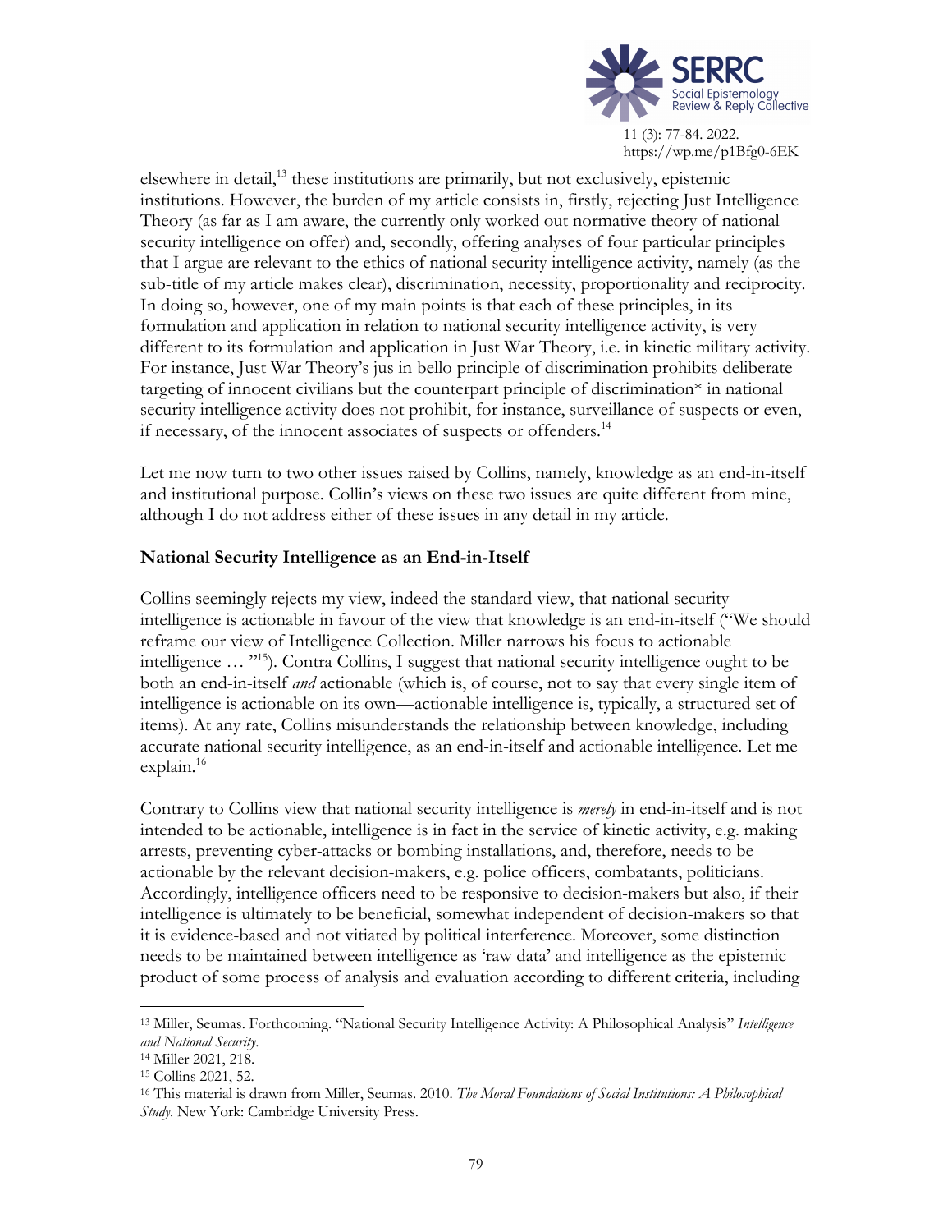elsewhere in detail,[13] these institutions are primarily, but not exclusively, epistemic institutions. However, the burden of my article consists in, firstly, rejecting Just Intelligence Theory (as far as I am aware, the currently only worked out normative theory of national security intelligence on offer) and, secondly, offering analyses of four particular principles that I argue are relevant to the ethics of national security intelligence activity, namely (as the sub-title of my article makes clear), discrimination, necessity, proportionality and reciprocity. In doing so, however, one of my main points is that each of these principles, in its formulation and application in relation to national security intelligence activity, is very different to its formulation and application in Just War Theory, i.e. in kinetic military activity. For instance, Just War Theory's jus in bello principle of discrimination prohibits deliberate targeting of innocent civilians but the counterpart principle of discrimination* in national security intelligence activity does not prohibit, for instance, surveillance of suspects or even, if necessary, of the innocent associates of suspects or offenders.[14]

Let me now turn to two other issues raised by Collins, namely, knowledge as an end-in-itself and institutional purpose. Collin's views on these two issues are quite different from mine, although I do not address either of these issues in any detail in my article.

### National Security Intelligence as an End-in-Itself

Collins seemingly rejects my view, indeed the standard view, that national security intelligence is actionable in favour of the view that knowledge is an end-in-itself ("We should reframe our view of Intelligence Collection. Miller narrows his focus to actionable intelligence … "[15]). Contra Collins, I suggest that national security intelligence ought to be both an end-in-itself *and* actionable (which is, of course, not to say that every single item of intelligence is actionable on its own—actionable intelligence is, typically, a structured set of items). At any rate, Collins misunderstands the relationship between knowledge, including accurate national security intelligence, as an end-in-itself and actionable intelligence. Let me explain.[16]

Contrary to Collins view that national security intelligence is *merely* in end-in-itself and is not intended to be actionable, intelligence is in fact in the service of kinetic activity, e.g. making arrests, preventing cyber-attacks or bombing installations, and, therefore, needs to be actionable by the relevant decision-makers, e.g. police officers, combatants, politicians. Accordingly, intelligence officers need to be responsive to decision-makers but also, if their intelligence is ultimately to be beneficial, somewhat independent of decision-makers so that it is evidence-based and not vitiated by political interference. Moreover, some distinction needs to be maintained between intelligence as 'raw data' and intelligence as the epistemic product of some process of analysis and evaluation according to different criteria, including

---

[13] Miller, Seumas. Forthcoming. "National Security Intelligence Activity: A Philosophical Analysis" *Intelligence and National Security*.

[14] Miller 2021, 218.

[15] Collins 2021, 52.

[16] This material is drawn from Miller, Seumas. 2010. *The Moral Foundations of Social Institutions: A Philosophical Study*. New York: Cambridge University Press.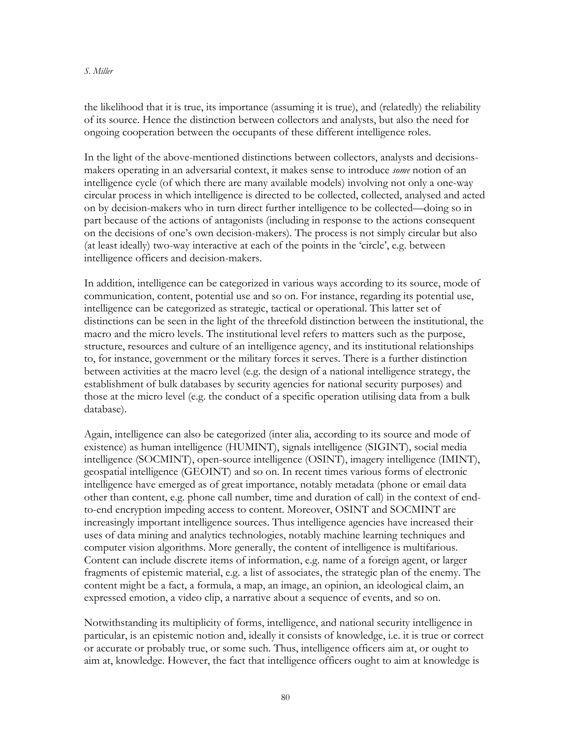the likelihood that it is true, its importance (assuming it is true), and (relatedly) the reliability of its source. Hence the distinction between collectors and analysts, but also the need for ongoing cooperation between the occupants of these different intelligence roles.

In the light of the above-mentioned distinctions between collectors, analysts and decisions-makers operating in an adversarial context, it makes sense to introduce *some* notion of an intelligence cycle (of which there are many available models) involving not only a one-way circular process in which intelligence is directed to be collected, collected, analysed and acted on by decision-makers who in turn direct further intelligence to be collected—doing so in part because of the actions of antagonists (including in response to the actions consequent on the decisions of one's own decision-makers). The process is not simply circular but also (at least ideally) two-way interactive at each of the points in the 'circle', e.g. between intelligence officers and decision-makers.

In addition, intelligence can be categorized in various ways according to its source, mode of communication, content, potential use and so on. For instance, regarding its potential use, intelligence can be categorized as strategic, tactical or operational. This latter set of distinctions can be seen in the light of the threefold distinction between the institutional, the macro and the micro levels. The institutional level refers to matters such as the purpose, structure, resources and culture of an intelligence agency, and its institutional relationships to, for instance, government or the military forces it serves. There is a further distinction between activities at the macro level (e.g. the design of a national intelligence strategy, the establishment of bulk databases by security agencies for national security purposes) and those at the micro level (e.g. the conduct of a specific operation utilising data from a bulk database).

Again, intelligence can also be categorized (inter alia, according to its source and mode of existence) as human intelligence (HUMINT), signals intelligence (SIGINT), social media intelligence (SOCMINT), open-source intelligence (OSINT), imagery intelligence (IMINT), geospatial intelligence (GEOINT) and so on. In recent times various forms of electronic intelligence have emerged as of great importance, notably metadata (phone or email data other than content, e.g. phone call number, time and duration of call) in the context of end-to-end encryption impeding access to content. Moreover, OSINT and SOCMINT are increasingly important intelligence sources. Thus intelligence agencies have increased their uses of data mining and analytics technologies, notably machine learning techniques and computer vision algorithms. More generally, the content of intelligence is multifarious. Content can include discrete items of information, e.g. name of a foreign agent, or larger fragments of epistemic material, e.g. a list of associates, the strategic plan of the enemy. The content might be a fact, a formula, a map, an image, an opinion, an ideological claim, an expressed emotion, a video clip, a narrative about a sequence of events, and so on.

Notwithstanding its multiplicity of forms, intelligence, and national security intelligence in particular, is an epistemic notion and, ideally it consists of knowledge, i.e. it is true or correct or accurate or probably true, or some such. Thus, intelligence officers aim at, or ought to aim at, knowledge. However, the fact that intelligence officers ought to aim at knowledge is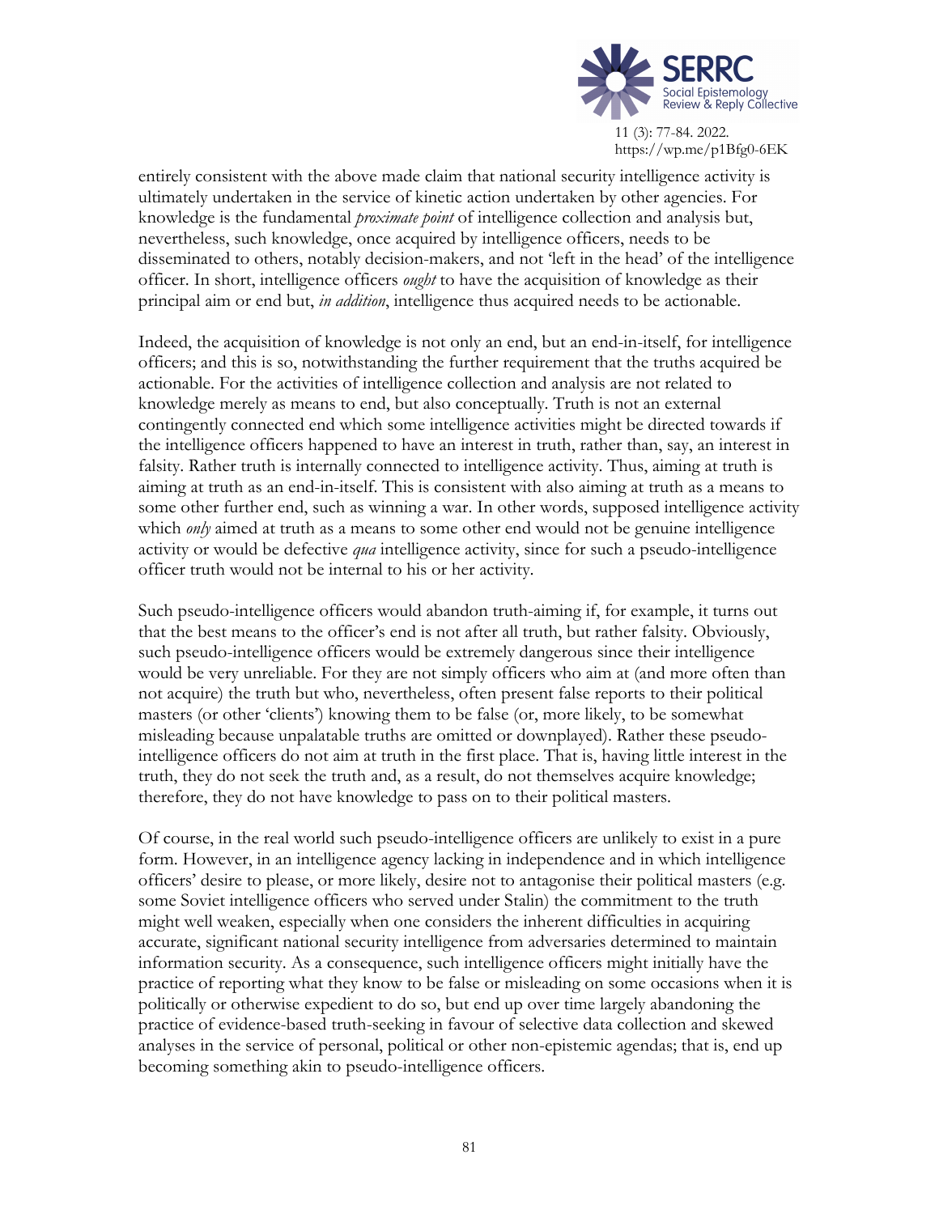entirely consistent with the above made claim that national security intelligence activity is ultimately undertaken in the service of kinetic action undertaken by other agencies. For knowledge is the fundamental *proximate point* of intelligence collection and analysis but, nevertheless, such knowledge, once acquired by intelligence officers, needs to be disseminated to others, notably decision-makers, and not 'left in the head' of the intelligence officer. In short, intelligence officers *ought* to have the acquisition of knowledge as their principal aim or end but, *in addition*, intelligence thus acquired needs to be actionable.

Indeed, the acquisition of knowledge is not only an end, but an end-in-itself, for intelligence officers; and this is so, notwithstanding the further requirement that the truths acquired be actionable. For the activities of intelligence collection and analysis are not related to knowledge merely as means to end, but also conceptually. Truth is not an external contingently connected end which some intelligence activities might be directed towards if the intelligence officers happened to have an interest in truth, rather than, say, an interest in falsity. Rather truth is internally connected to intelligence activity. Thus, aiming at truth is aiming at truth as an end-in-itself. This is consistent with also aiming at truth as a means to some other further end, such as winning a war. In other words, supposed intelligence activity which *only* aimed at truth as a means to some other end would not be genuine intelligence activity or would be defective *qua* intelligence activity, since for such a pseudo-intelligence officer truth would not be internal to his or her activity.

Such pseudo-intelligence officers would abandon truth-aiming if, for example, it turns out that the best means to the officer's end is not after all truth, but rather falsity. Obviously, such pseudo-intelligence officers would be extremely dangerous since their intelligence would be very unreliable. For they are not simply officers who aim at (and more often than not acquire) the truth but who, nevertheless, often present false reports to their political masters (or other 'clients') knowing them to be false (or, more likely, to be somewhat misleading because unpalatable truths are omitted or downplayed). Rather these pseudo-intelligence officers do not aim at truth in the first place. That is, having little interest in the truth, they do not seek the truth and, as a result, do not themselves acquire knowledge; therefore, they do not have knowledge to pass on to their political masters.

Of course, in the real world such pseudo-intelligence officers are unlikely to exist in a pure form. However, in an intelligence agency lacking in independence and in which intelligence officers' desire to please, or more likely, desire not to antagonise their political masters (e.g. some Soviet intelligence officers who served under Stalin) the commitment to the truth might well weaken, especially when one considers the inherent difficulties in acquiring accurate, significant national security intelligence from adversaries determined to maintain information security. As a consequence, such intelligence officers might initially have the practice of reporting what they know to be false or misleading on some occasions when it is politically or otherwise expedient to do so, but end up over time largely abandoning the practice of evidence-based truth-seeking in favour of selective data collection and skewed analyses in the service of personal, political or other non-epistemic agendas; that is, end up becoming something akin to pseudo-intelligence officers.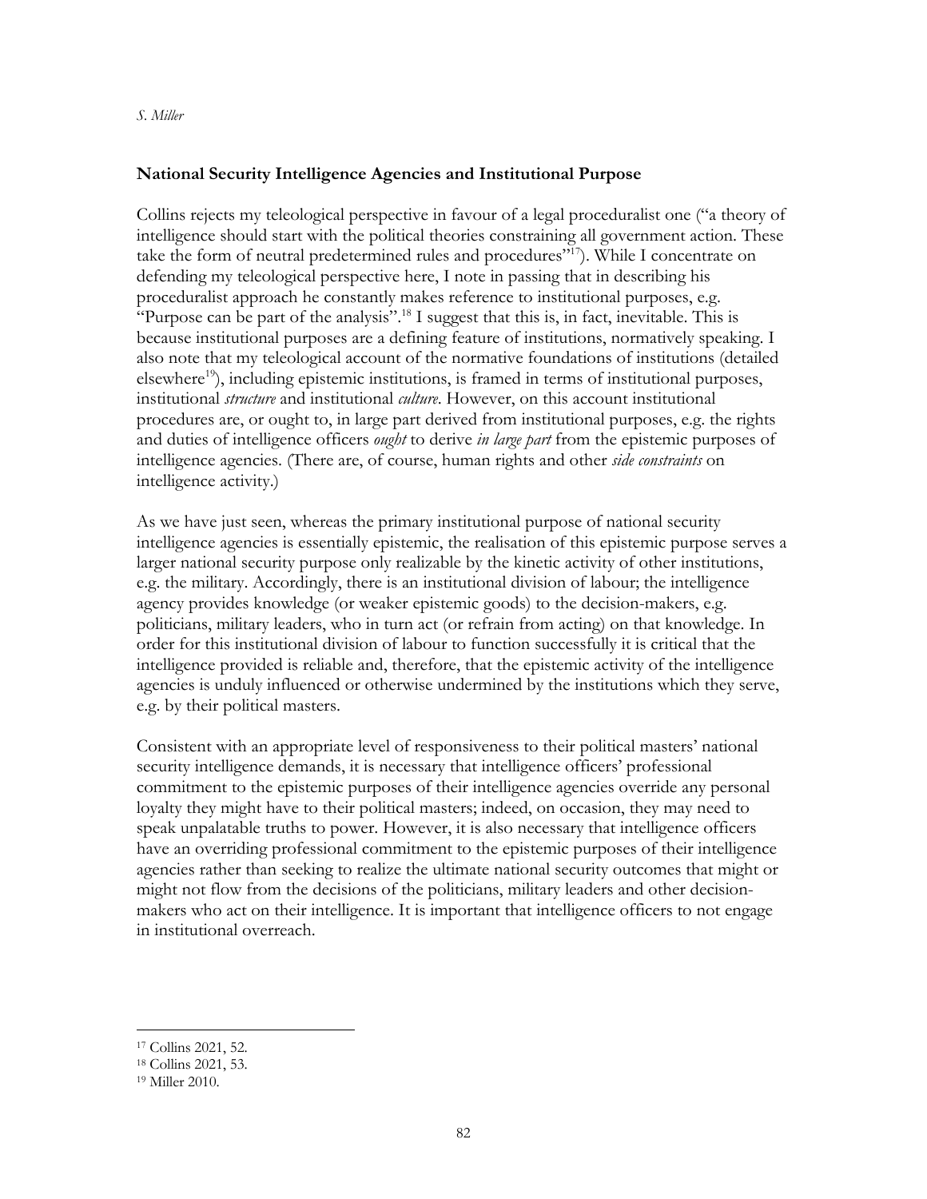## National Security Intelligence Agencies and Institutional Purpose

Collins rejects my teleological perspective in favour of a legal proceduralist one ("a theory of intelligence should start with the political theories constraining all government action. These take the form of neutral predetermined rules and procedures"[17]). While I concentrate on defending my teleological perspective here, I note in passing that in describing his proceduralist approach he constantly makes reference to institutional purposes, e.g. "Purpose can be part of the analysis".[18] I suggest that this is, in fact, inevitable. This is because institutional purposes are a defining feature of institutions, normatively speaking. I also note that my teleological account of the normative foundations of institutions (detailed elsewhere[19]), including epistemic institutions, is framed in terms of institutional purposes, institutional *structure* and institutional *culture*. However, on this account institutional procedures are, or ought to, in large part derived from institutional purposes, e.g. the rights and duties of intelligence officers *ought* to derive *in large part* from the epistemic purposes of intelligence agencies. (There are, of course, human rights and other *side constraints* on intelligence activity.)

As we have just seen, whereas the primary institutional purpose of national security intelligence agencies is essentially epistemic, the realisation of this epistemic purpose serves a larger national security purpose only realizable by the kinetic activity of other institutions, e.g. the military. Accordingly, there is an institutional division of labour; the intelligence agency provides knowledge (or weaker epistemic goods) to the decision-makers, e.g. politicians, military leaders, who in turn act (or refrain from acting) on that knowledge. In order for this institutional division of labour to function successfully it is critical that the intelligence provided is reliable and, therefore, that the epistemic activity of the intelligence agencies is unduly influenced or otherwise undermined by the institutions which they serve, e.g. by their political masters.

Consistent with an appropriate level of responsiveness to their political masters' national security intelligence demands, it is necessary that intelligence officers' professional commitment to the epistemic purposes of their intelligence agencies override any personal loyalty they might have to their political masters; indeed, on occasion, they may need to speak unpalatable truths to power. However, it is also necessary that intelligence officers have an overriding professional commitment to the epistemic purposes of their intelligence agencies rather than seeking to realize the ultimate national security outcomes that might or might not flow from the decisions of the politicians, military leaders and other decision-makers who act on their intelligence. It is important that intelligence officers to not engage in institutional overreach.

---

[17] Collins 2021, 52.

[18] Collins 2021, 53.

[19] Miller 2010.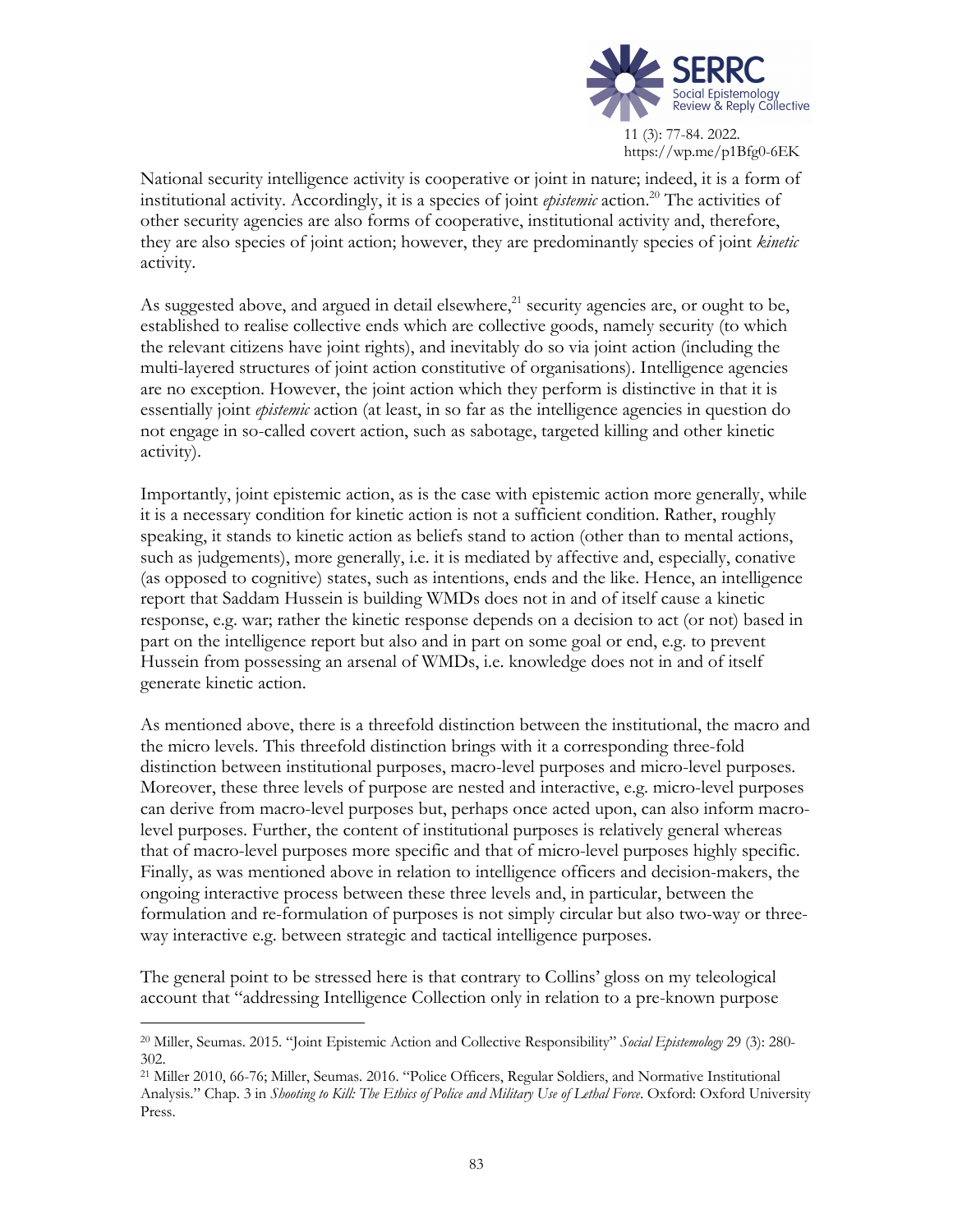National security intelligence activity is cooperative or joint in nature; indeed, it is a form of institutional activity. Accordingly, it is a species of joint *epistemic* action.[20] The activities of other security agencies are also forms of cooperative, institutional activity and, therefore, they are also species of joint action; however, they are predominantly species of joint *kinetic* activity.

As suggested above, and argued in detail elsewhere,[21] security agencies are, or ought to be, established to realise collective ends which are collective goods, namely security (to which the relevant citizens have joint rights), and inevitably do so via joint action (including the multi-layered structures of joint action constitutive of organisations). Intelligence agencies are no exception. However, the joint action which they perform is distinctive in that it is essentially joint *epistemic* action (at least, in so far as the intelligence agencies in question do not engage in so-called covert action, such as sabotage, targeted killing and other kinetic activity).

Importantly, joint epistemic action, as is the case with epistemic action more generally, while it is a necessary condition for kinetic action is not a sufficient condition. Rather, roughly speaking, it stands to kinetic action as beliefs stand to action (other than to mental actions, such as judgements), more generally, i.e. it is mediated by affective and, especially, conative (as opposed to cognitive) states, such as intentions, ends and the like. Hence, an intelligence report that Saddam Hussein is building WMDs does not in and of itself cause a kinetic response, e.g. war; rather the kinetic response depends on a decision to act (or not) based in part on the intelligence report but also and in part on some goal or end, e.g. to prevent Hussein from possessing an arsenal of WMDs, i.e. knowledge does not in and of itself generate kinetic action.

As mentioned above, there is a threefold distinction between the institutional, the macro and the micro levels. This threefold distinction brings with it a corresponding three-fold distinction between institutional purposes, macro-level purposes and micro-level purposes. Moreover, these three levels of purpose are nested and interactive, e.g. micro-level purposes can derive from macro-level purposes but, perhaps once acted upon, can also inform macro-level purposes. Further, the content of institutional purposes is relatively general whereas that of macro-level purposes more specific and that of micro-level purposes highly specific. Finally, as was mentioned above in relation to intelligence officers and decision-makers, the ongoing interactive process between these three levels and, in particular, between the formulation and re-formulation of purposes is not simply circular but also two-way or three-way interactive e.g. between strategic and tactical intelligence purposes.

The general point to be stressed here is that contrary to Collins' gloss on my teleological account that "addressing Intelligence Collection only in relation to a pre-known purpose

---

[20] Miller, Seumas. 2015. "Joint Epistemic Action and Collective Responsibility" *Social Epistemology* 29 (3): 280-302.

[21] Miller 2010, 66-76; Miller, Seumas. 2016. "Police Officers, Regular Soldiers, and Normative Institutional Analysis." Chap. 3 in *Shooting to Kill: The Ethics of Police and Military Use of Lethal Force*. Oxford: Oxford University Press.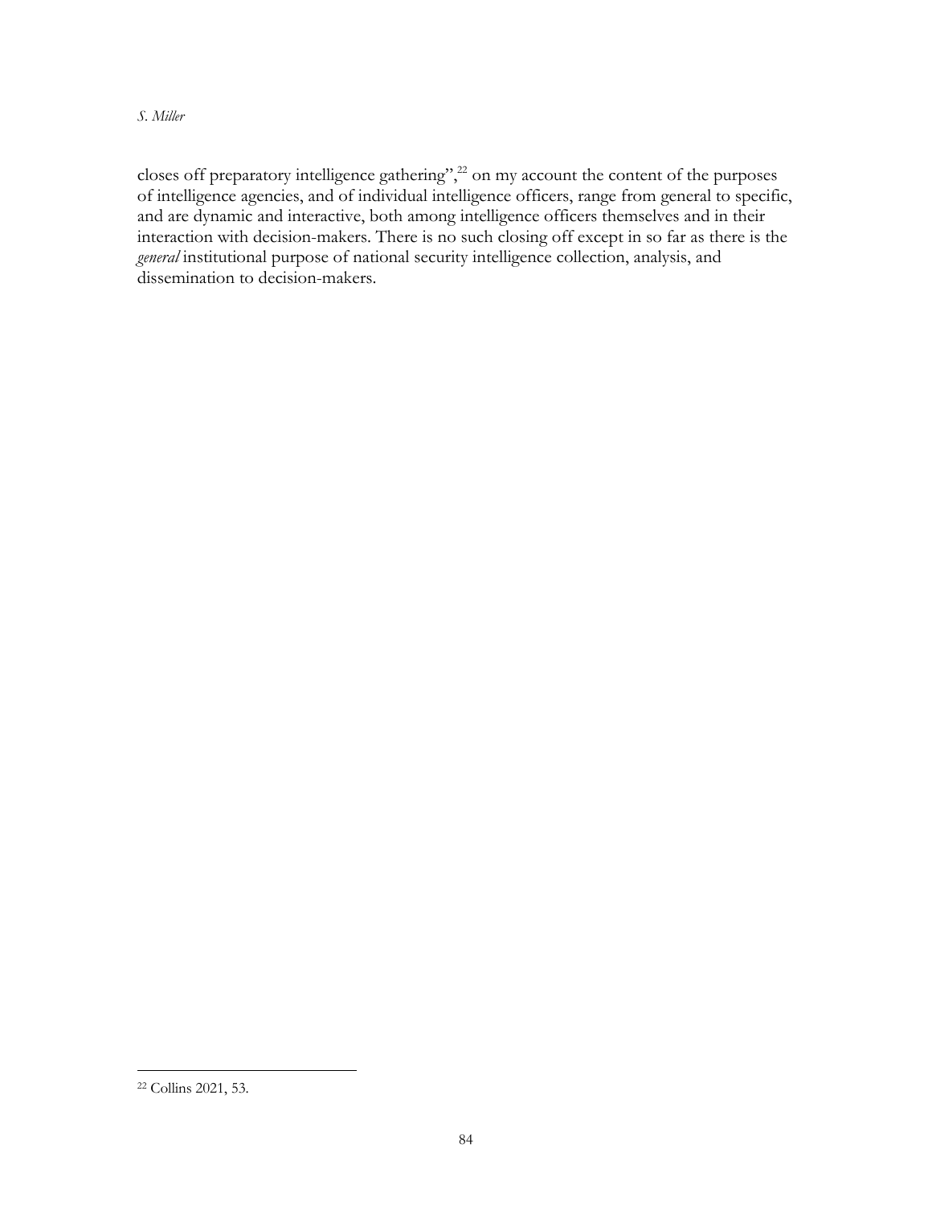closes off preparatory intelligence gathering",[22] on my account the content of the purposes of intelligence agencies, and of individual intelligence officers, range from general to specific, and are dynamic and interactive, both among intelligence officers themselves and in their interaction with decision-makers. There is no such closing off except in so far as there is the *general* institutional purpose of national security intelligence collection, analysis, and dissemination to decision-makers.

[22] Collins 2021, 53.